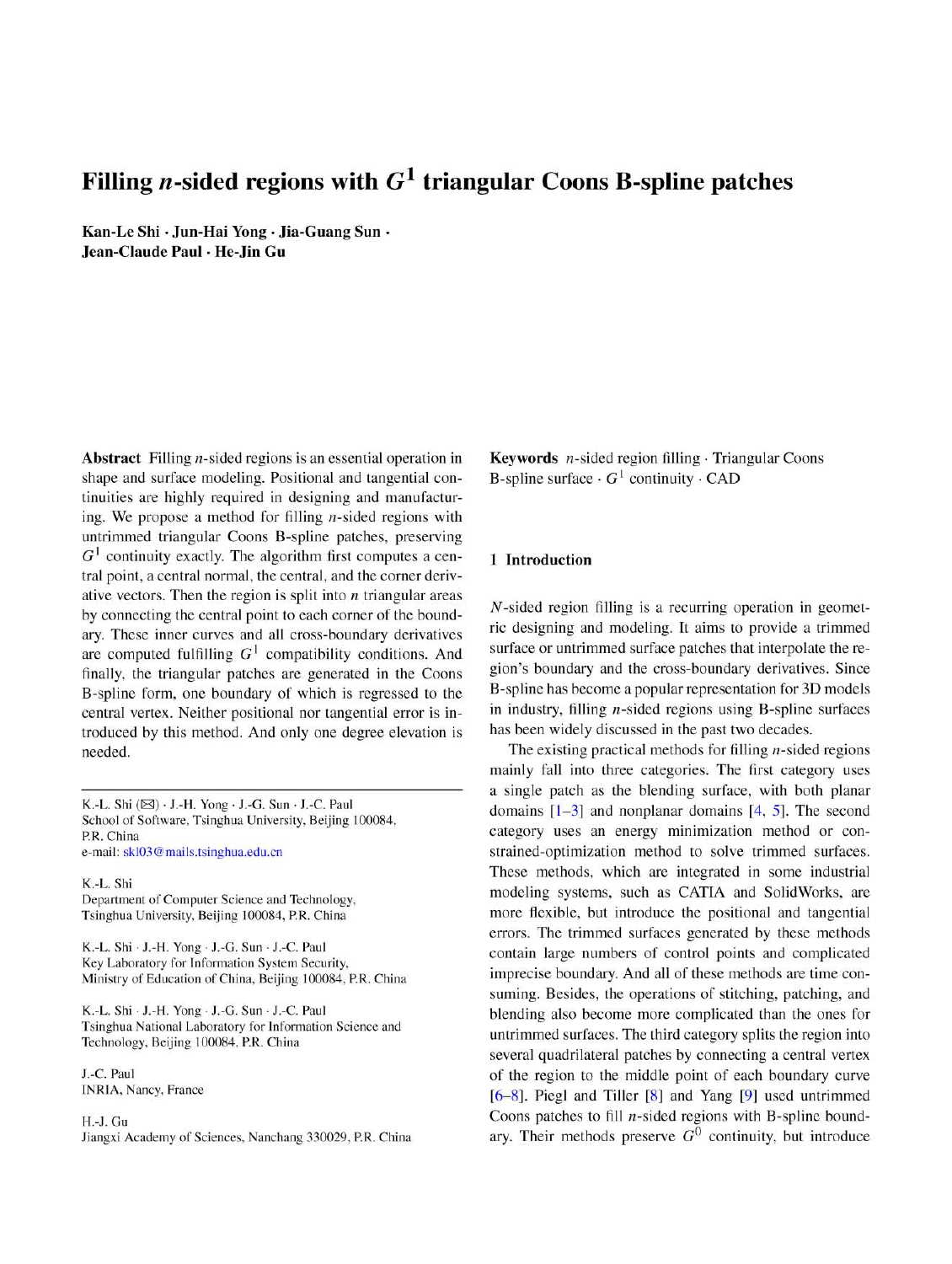# Filling $n$-sided regions with $G^1$ triangular Coons B-spline patches

**Kan-Le Shi · Jun-Hai Yong · Jia-Guang Sun · Jean-Claude Paul · He-Jin Gu**

**Abstract** Filling $n$-sided regions is an essential operation in shape and surface modeling. Positional and tangential continuities are highly required in designing and manufacturing. We propose a method for filling $n$-sided regions with untrimmed triangular Coons B-spline patches, preserving $G^1$ continuity exactly. The algorithm first computes a central point, a central normal, the central, and the corner derivative vectors. Then the region is split into $n$ triangular areas by connecting the central point to each corner of the boundary. These inner curves and all cross-boundary derivatives are computed fulfilling $G^1$ compatibility conditions. And finally, the triangular patches are generated in the Coons B-spline form, one boundary of which is regressed to the central vertex. Neither positional nor tangential error is introduced by this method. And only one degree elevation is needed.

K.-L. Shi (✉) · J.-H. Yong · J.-G. Sun · J.-C. Paul
School of Software, Tsinghua University, Beijing 100084, P.R. China
e-mail: skl03@mails.tsinghua.edu.cn

K.-L. Shi
Department of Computer Science and Technology, Tsinghua University, Beijing 100084, P.R. China

K.-L. Shi · J.-H. Yong · J.-G. Sun · J.-C. Paul
Key Laboratory for Information System Security, Ministry of Education of China, Beijing 100084, P.R. China

K.-L. Shi · J.-H. Yong · J.-G. Sun · J.-C. Paul
Tsinghua National Laboratory for Information Science and Technology, Beijing 100084, P.R. China

J.-C. Paul
INRIA, Nancy, France

H.-J. Gu
Jiangxi Academy of Sciences, Nanchang 330029, P.R. China

**Keywords** $n$-sided region filling · Triangular Coons B-spline surface · $G^1$ continuity · CAD

## 1 Introduction

$N$-sided region filling is a recurring operation in geometric designing and modeling. It aims to provide a trimmed surface or untrimmed surface patches that interpolate the region's boundary and the cross-boundary derivatives. Since B-spline has become a popular representation for 3D models in industry, filling $n$-sided regions using B-spline surfaces has been widely discussed in the past two decades.

The existing practical methods for filling $n$-sided regions mainly fall into three categories. The first category uses a single patch as the blending surface, with both planar domains [1–3] and nonplanar domains [4, 5]. The second category uses an energy minimization method or constrained-optimization method to solve trimmed surfaces. These methods, which are integrated in some industrial modeling systems, such as CATIA and SolidWorks, are more flexible, but introduce the positional and tangential errors. The trimmed surfaces generated by these methods contain large numbers of control points and complicated imprecise boundary. And all of these methods are time consuming. Besides, the operations of stitching, patching, and blending also become more complicated than the ones for untrimmed surfaces. The third category splits the region into several quadrilateral patches by connecting a central vertex of the region to the middle point of each boundary curve [6–8]. Piegl and Tiller [8] and Yang [9] used untrimmed Coons patches to fill $n$-sided regions with B-spline boundary. Their methods preserve $G^0$ continuity, but introduce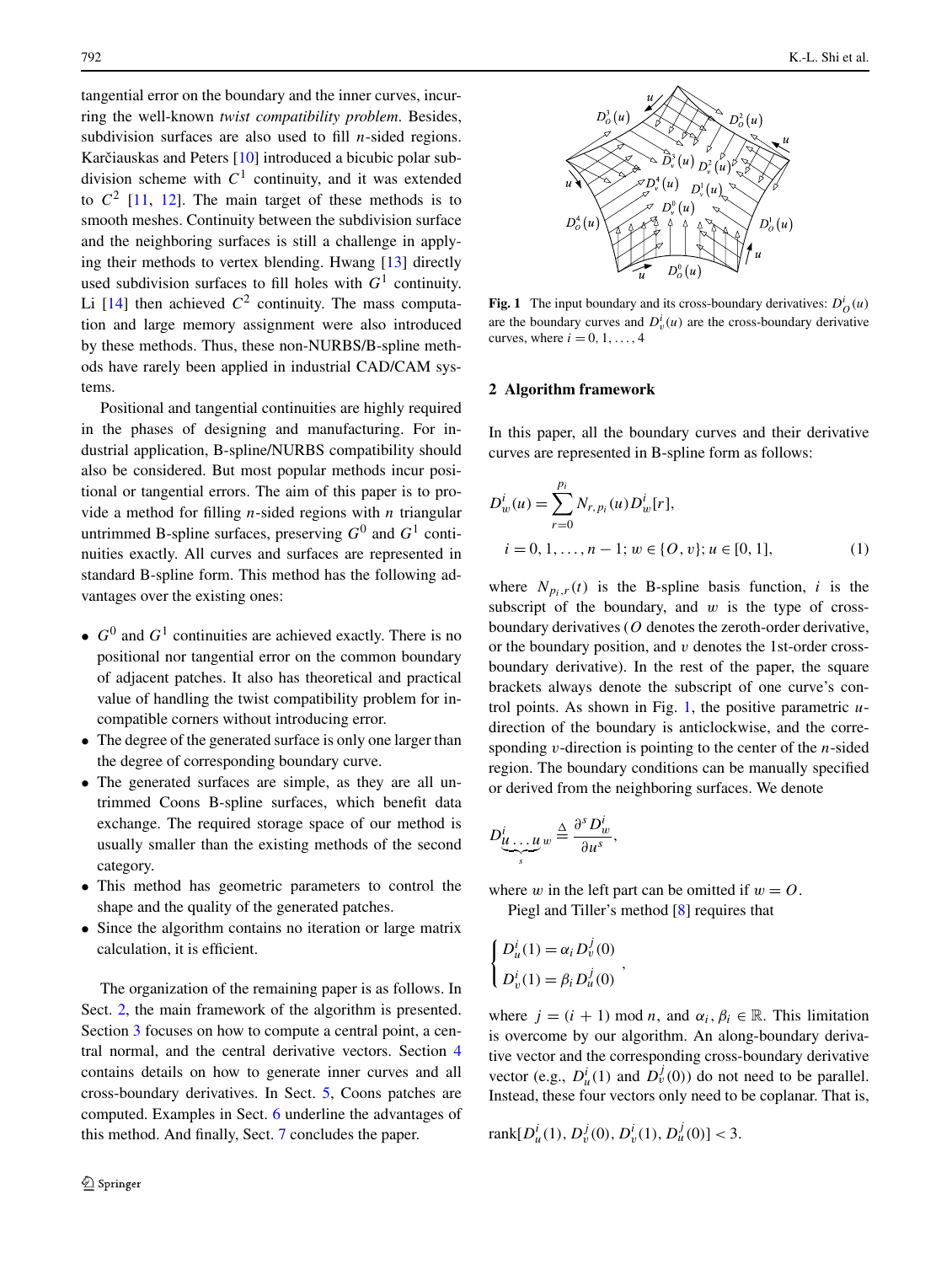tangential error on the boundary and the inner curves, incurring the well-known *twist compatibility problem*. Besides, subdivision surfaces are also used to fill $n$-sided regions. Karčiauskas and Peters [10] introduced a bicubic polar subdivision scheme with $C^1$ continuity, and it was extended to $C^2$ [11, 12]. The main target of these methods is to smooth meshes. Continuity between the subdivision surface and the neighboring surfaces is still a challenge in applying their methods to vertex blending. Hwang [13] directly used subdivision surfaces to fill holes with $G^1$ continuity. Li [14] then achieved $C^2$ continuity. The mass computation and large memory assignment were also introduced by these methods. Thus, these non-NURBS/B-spline methods have rarely been applied in industrial CAD/CAM systems.

Positional and tangential continuities are highly required in the phases of designing and manufacturing. For industrial application, B-spline/NURBS compatibility should also be considered. But most popular methods incur positional or tangential errors. The aim of this paper is to provide a method for filling $n$-sided regions with $n$ triangular untrimmed B-spline surfaces, preserving $G^0$ and $G^1$ continuities exactly. All curves and surfaces are represented in standard B-spline form. This method has the following advantages over the existing ones:

- $G^0$ and $G^1$ continuities are achieved exactly. There is no positional nor tangential error on the common boundary of adjacent patches. It also has theoretical and practical value of handling the twist compatibility problem for incompatible corners without introducing error.
- The degree of the generated surface is only one larger than the degree of corresponding boundary curve.
- The generated surfaces are simple, as they are all untrimmed Coons B-spline surfaces, which benefit data exchange. The required storage space of our method is usually smaller than the existing methods of the second category.
- This method has geometric parameters to control the shape and the quality of the generated patches.
- Since the algorithm contains no iteration or large matrix calculation, it is efficient.

The organization of the remaining paper is as follows. In Sect. 2, the main framework of the algorithm is presented. Section 3 focuses on how to compute a central point, a central normal, and the central derivative vectors. Section 4 contains details on how to generate inner curves and all cross-boundary derivatives. In Sect. 5, Coons patches are computed. Examples in Sect. 6 underline the advantages of this method. And finally, Sect. 7 concludes the paper.

**Fig. 1** The input boundary and its cross-boundary derivatives: $D_O^i(u)$ are the boundary curves and $D_v^i(u)$ are the cross-boundary derivative curves, where $i = 0, 1, \ldots, 4$

## 2 Algorithm framework

In this paper, all the boundary curves and their derivative curves are represented in B-spline form as follows:

$$D_w^i(u) = \sum_{r=0}^{p_i} N_{r,p_i}(u) D_w^i[r],$$
$$i = 0, 1, \ldots, n-1;\ w \in \{O, v\};\ u \in [0, 1], \tag{1}$$

where $N_{p_i,r}(t)$ is the B-spline basis function, $i$ is the subscript of the boundary, and $w$ is the type of cross-boundary derivatives ($O$ denotes the zeroth-order derivative, or the boundary position, and $v$ denotes the 1st-order cross-boundary derivative). In the rest of the paper, the square brackets always denote the subscript of one curve's control points. As shown in Fig. 1, the positive parametric $u$-direction of the boundary is anticlockwise, and the corresponding $v$-direction is pointing to the center of the $n$-sided region. The boundary conditions can be manually specified or derived from the neighboring surfaces. We denote

$$D^i_{\underbrace{u\ldots u}_{s} w} \triangleq \frac{\partial^s D_w^i}{\partial u^s},$$

where $w$ in the left part can be omitted if $w = O$.

Piegl and Tiller's method [8] requires that

$$\begin{cases} D_u^i(1) = \alpha_i D_v^j(0) \\ D_v^i(1) = \beta_i D_u^j(0) \end{cases},$$

where $j = (i+1) \bmod n$, and $\alpha_i, \beta_i \in \mathbb{R}$. This limitation is overcome by our algorithm. An along-boundary derivative vector and the corresponding cross-boundary derivative vector (e.g., $D_u^i(1)$ and $D_v^j(0)$) do not need to be parallel. Instead, these four vectors only need to be coplanar. That is,

$$\text{rank}[D_u^i(1), D_v^j(0), D_v^i(1), D_u^j(0)] < 3.$$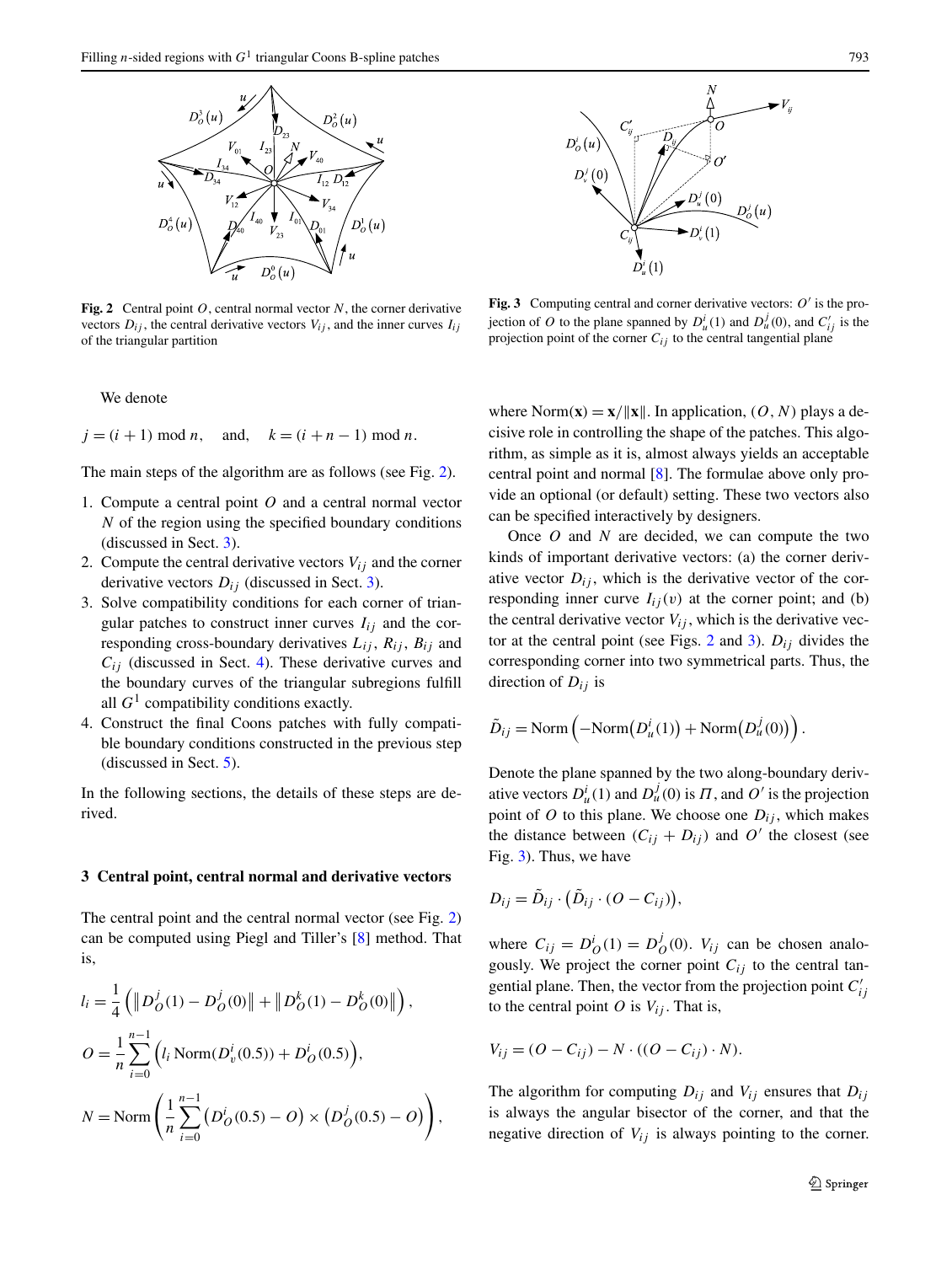Fig. 2 Central point $O$, central normal vector $N$, the corner derivative vectors $D_{ij}$, the central derivative vectors $V_{ij}$, and the inner curves $I_{ij}$ of the triangular partition

Fig. 3 Computing central and corner derivative vectors: $O'$ is the projection of $O$ to the plane spanned by $D_u^i(1)$ and $D_u^j(0)$, and $C'_{ij}$ is the projection point of the corner $C_{ij}$ to the central tangential plane

We denote

$$j = (i+1) \bmod n, \quad \text{and,} \quad k = (i+n-1) \bmod n.$$

The main steps of the algorithm are as follows (see Fig. 2).

1. Compute a central point $O$ and a central normal vector $N$ of the region using the specified boundary conditions (discussed in Sect. 3).
2. Compute the central derivative vectors $V_{ij}$ and the corner derivative vectors $D_{ij}$ (discussed in Sect. 3).
3. Solve compatibility conditions for each corner of triangular patches to construct inner curves $I_{ij}$ and the corresponding cross-boundary derivatives $L_{ij}$, $R_{ij}$, $B_{ij}$ and $C_{ij}$ (discussed in Sect. 4). These derivative curves and the boundary curves of the triangular subregions fulfill all $G^1$ compatibility conditions exactly.
4. Construct the final Coons patches with fully compatible boundary conditions constructed in the previous step (discussed in Sect. 5).

In the following sections, the details of these steps are derived.

## 3 Central point, central normal and derivative vectors

The central point and the central normal vector (see Fig. 2) can be computed using Piegl and Tiller's [8] method. That is,

$$l_i = \frac{1}{4}\left(\left\|D_O^j(1) - D_O^j(0)\right\| + \left\|D_O^k(1) - D_O^k(0)\right\|\right),$$

$$O = \frac{1}{n}\sum_{i=0}^{n-1}\left(l_i \operatorname{Norm}(D_v^i(0.5)) + D_O^i(0.5)\right),$$

$$N = \operatorname{Norm}\left(\frac{1}{n}\sum_{i=0}^{n-1}\left(D_O^i(0.5) - O\right) \times \left(D_O^j(0.5) - O\right)\right),$$

where $\operatorname{Norm}(\mathbf{x}) = \mathbf{x}/\|\mathbf{x}\|$. In application, $(O, N)$ plays a decisive role in controlling the shape of the patches. This algorithm, as simple as it is, almost always yields an acceptable central point and normal [8]. The formulae above only provide an optional (or default) setting. These two vectors also can be specified interactively by designers.

Once $O$ and $N$ are decided, we can compute the two kinds of important derivative vectors: (a) the corner derivative vector $D_{ij}$, which is the derivative vector of the corresponding inner curve $I_{ij}(v)$ at the corner point; and (b) the central derivative vector $V_{ij}$, which is the derivative vector at the central point (see Figs. 2 and 3). $D_{ij}$ divides the corresponding corner into two symmetrical parts. Thus, the direction of $D_{ij}$ is

$$\tilde{D}_{ij} = \operatorname{Norm}\left(-\operatorname{Norm}\left(D_u^i(1)\right) + \operatorname{Norm}\left(D_u^j(0)\right)\right).$$

Denote the plane spanned by the two along-boundary derivative vectors $D_u^i(1)$ and $D_u^j(0)$ is $\Pi$, and $O'$ is the projection point of $O$ to this plane. We choose one $D_{ij}$, which makes the distance between $(C_{ij} + D_{ij})$ and $O'$ the closest (see Fig. 3). Thus, we have

$$D_{ij} = \tilde{D}_{ij} \cdot \left(\tilde{D}_{ij} \cdot (O - C_{ij})\right),$$

where $C_{ij} = D_O^i(1) = D_O^j(0)$. $V_{ij}$ can be chosen analogously. We project the corner point $C_{ij}$ to the central tangential plane. Then, the vector from the projection point $C'_{ij}$ to the central point $O$ is $V_{ij}$. That is,

$$V_{ij} = (O - C_{ij}) - N \cdot ((O - C_{ij}) \cdot N).$$

The algorithm for computing $D_{ij}$ and $V_{ij}$ ensures that $D_{ij}$ is always the angular bisector of the corner, and that the negative direction of $V_{ij}$ is always pointing to the corner.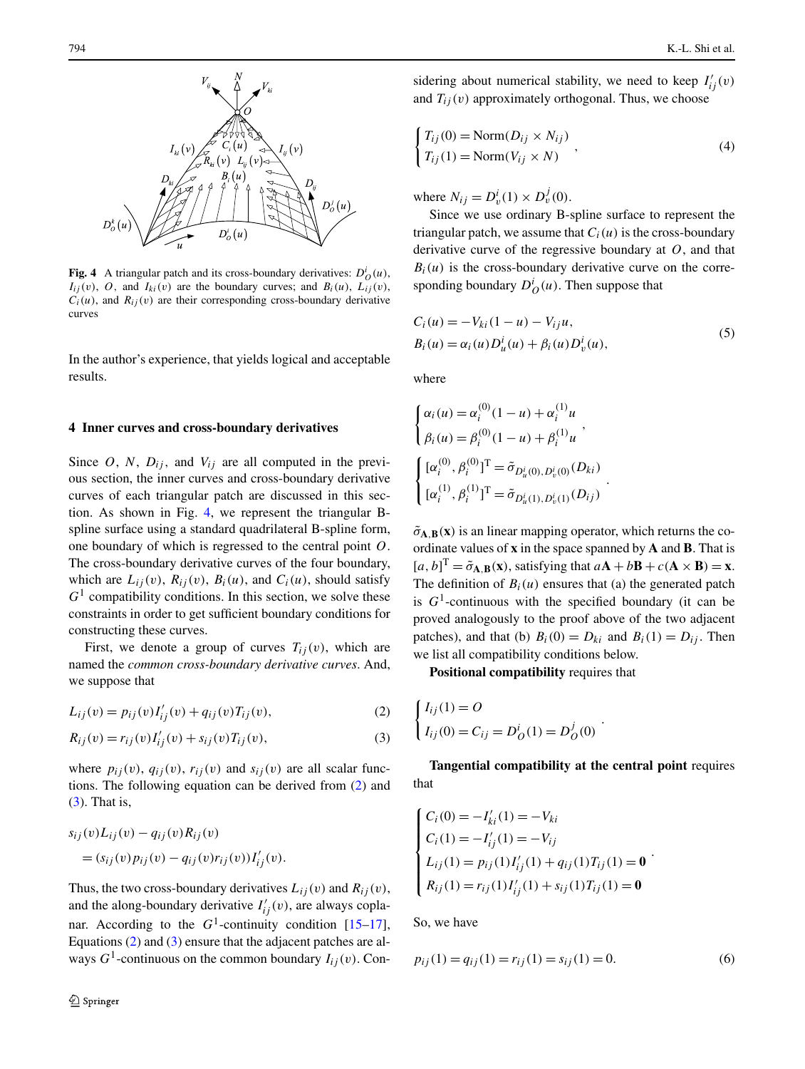Fig. 4 A triangular patch and its cross-boundary derivatives: $D_O^i(u)$, $I_{ij}(v)$, $O$, and $I_{ki}(v)$ are the boundary curves; and $B_i(u)$, $L_{ij}(v)$, $C_i(u)$, and $R_{ij}(v)$ are their corresponding cross-boundary derivative curves

In the author's experience, that yields logical and acceptable results.

## 4 Inner curves and cross-boundary derivatives

Since $O$, $N$, $D_{ij}$, and $V_{ij}$ are all computed in the previous section, the inner curves and cross-boundary derivative curves of each triangular patch are discussed in this section. As shown in Fig. 4, we represent the triangular B-spline surface using a standard quadrilateral B-spline form, one boundary of which is regressed to the central point $O$. The cross-boundary derivative curves of the four boundary, which are $L_{ij}(v)$, $R_{ij}(v)$, $B_i(u)$, and $C_i(u)$, should satisfy $G^1$ compatibility conditions. In this section, we solve these constraints in order to get sufficient boundary conditions for constructing these curves.

First, we denote a group of curves $T_{ij}(v)$, which are named the *common cross-boundary derivative curves*. And, we suppose that

$$L_{ij}(v) = p_{ij}(v)I'_{ij}(v) + q_{ij}(v)T_{ij}(v), \tag{2}$$

$$R_{ij}(v) = r_{ij}(v)I'_{ij}(v) + s_{ij}(v)T_{ij}(v), \tag{3}$$

where $p_{ij}(v)$, $q_{ij}(v)$, $r_{ij}(v)$ and $s_{ij}(v)$ are all scalar functions. The following equation can be derived from (2) and (3). That is,

$$\begin{aligned} &s_{ij}(v)L_{ij}(v) - q_{ij}(v)R_{ij}(v) \\ &\quad = (s_{ij}(v)p_{ij}(v) - q_{ij}(v)r_{ij}(v))I'_{ij}(v). \end{aligned}$$

Thus, the two cross-boundary derivatives $L_{ij}(v)$ and $R_{ij}(v)$, and the along-boundary derivative $I'_{ij}(v)$, are always coplanar. According to the $G^1$-continuity condition [15–17], Equations (2) and (3) ensure that the adjacent patches are always $G^1$-continuous on the common boundary $I_{ij}(v)$. Considering about numerical stability, we need to keep $I'_{ij}(v)$ and $T_{ij}(v)$ approximately orthogonal. Thus, we choose

$$\begin{cases} T_{ij}(0) = \mathrm{Norm}(D_{ij} \times N_{ij}) \\ T_{ij}(1) = \mathrm{Norm}(V_{ij} \times N) \end{cases}, \tag{4}$$

where $N_{ij} = D_v^i(1) \times D_v^j(0)$.

Since we use ordinary B-spline surface to represent the triangular patch, we assume that $C_i(u)$ is the cross-boundary derivative curve of the regressive boundary at $O$, and that $B_i(u)$ is the cross-boundary derivative curve on the corresponding boundary $D_O^i(u)$. Then suppose that

$$\begin{aligned} C_i(u) &= -V_{ki}(1-u) - V_{ij}u, \\ B_i(u) &= \alpha_i(u)D_u^i(u) + \beta_i(u)D_v^i(u), \end{aligned} \tag{5}$$

where

$$\begin{cases} \alpha_i(u) = \alpha_i^{(0)}(1-u) + \alpha_i^{(1)}u \\ \beta_i(u) = \beta_i^{(0)}(1-u) + \beta_i^{(1)}u \end{cases},$$

$$\begin{cases} [\alpha_i^{(0)}, \beta_i^{(0)}]^{\mathrm{T}} = \tilde{\sigma}_{D_u^i(0), D_v^i(0)}(D_{ki}) \\ [\alpha_i^{(1)}, \beta_i^{(1)}]^{\mathrm{T}} = \tilde{\sigma}_{D_u^i(1), D_v^i(1)}(D_{ij}) \end{cases}.$$

$\tilde{\sigma}_{\mathbf{A},\mathbf{B}}(\mathbf{x})$ is an linear mapping operator, which returns the coordinate values of $\mathbf{x}$ in the space spanned by $\mathbf{A}$ and $\mathbf{B}$. That is, $[a, b]^{\mathrm{T}} = \tilde{\sigma}_{\mathbf{A},\mathbf{B}}(\mathbf{x})$, satisfying that $a\mathbf{A} + b\mathbf{B} + c(\mathbf{A} \times \mathbf{B}) = \mathbf{x}$. The definition of $B_i(u)$ ensures that (a) the generated patch is $G^1$-continuous with the specified boundary (it can be proved analogously to the proof above of the two adjacent patches), and that (b) $B_i(0) = D_{ki}$ and $B_i(1) = D_{ij}$. Then we list all compatibility conditions below.

**Positional compatibility** requires that

$$\begin{cases} I_{ij}(1) = O \\ I_{ij}(0) = C_{ij} = D_O^i(1) = D_O^j(0) \end{cases}.$$

**Tangential compatibility at the central point** requires that

$$\begin{cases} C_i(0) = -I'_{ki}(1) = -V_{ki} \\ C_i(1) = -I'_{ij}(1) = -V_{ij} \\ L_{ij}(1) = p_{ij}(1)I'_{ij}(1) + q_{ij}(1)T_{ij}(1) = \mathbf{0} \\ R_{ij}(1) = r_{ij}(1)I'_{ij}(1) + s_{ij}(1)T_{ij}(1) = \mathbf{0} \end{cases}.$$

So, we have

$$p_{ij}(1) = q_{ij}(1) = r_{ij}(1) = s_{ij}(1) = 0. \tag{6}$$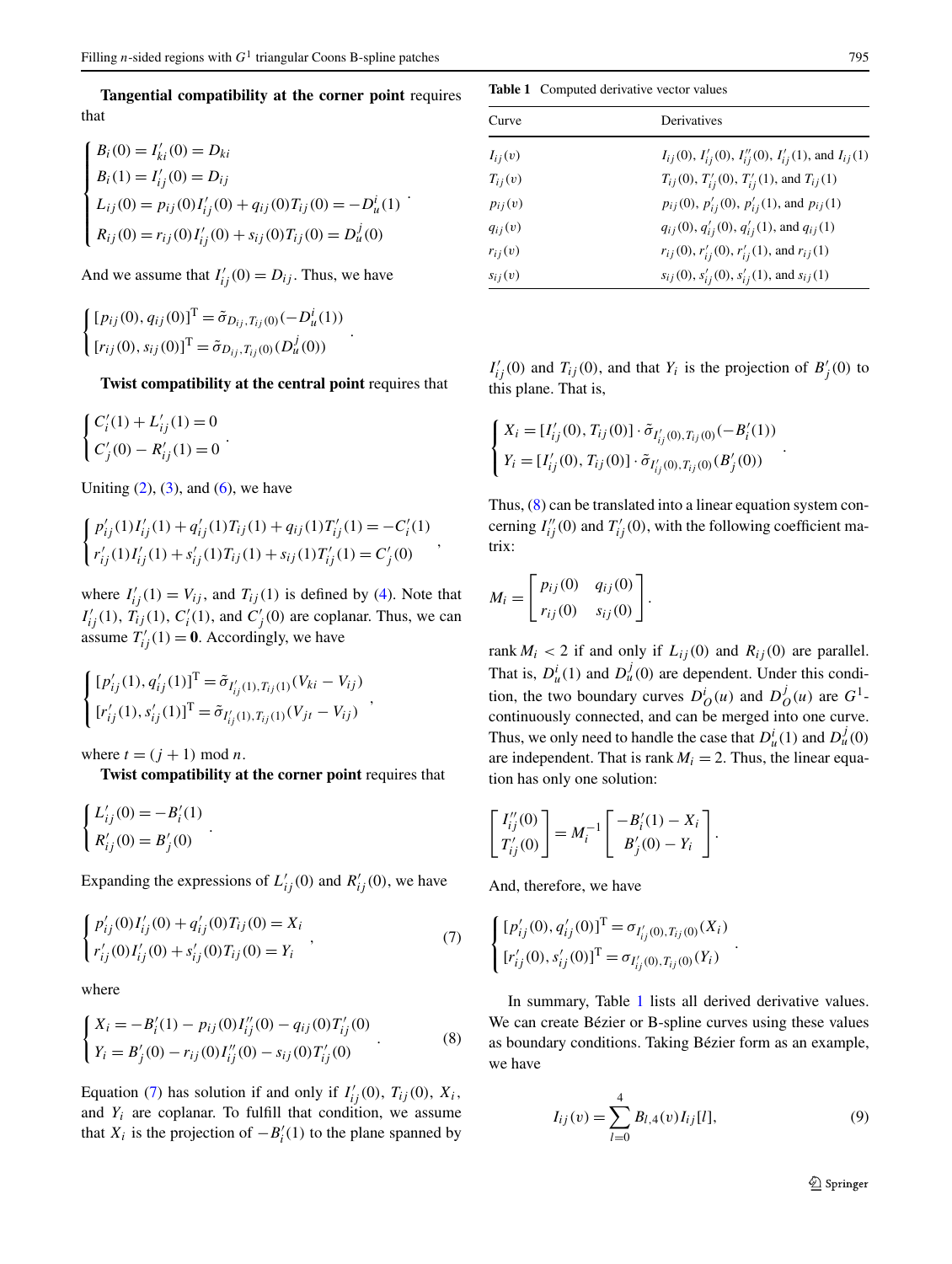**Tangential compatibility at the corner point** requires that

$$\begin{cases} B_i(0) = I'_{ki}(0) = D_{ki} \\ B_i(1) = I'_{ij}(1) = D_{ij} \\ L_{ij}(0) = p_{ij}(0)I'_{ij}(0) + q_{ij}(0)T_{ij}(0) = -D_u^i(1) \\ R_{ij}(0) = r_{ij}(0)I'_{ij}(0) + s_{ij}(0)T_{ij}(0) = D_u^j(0) \end{cases}.$$

And we assume that $I'_{ij}(0) = D_{ij}$. Thus, we have

$$\begin{cases} [p_{ij}(0), q_{ij}(0)]^{\mathrm{T}} = \tilde{\sigma}_{D_{ij}, T_{ij}(0)}(-D_u^i(1)) \\ [r_{ij}(0), s_{ij}(0)]^{\mathrm{T}} = \tilde{\sigma}_{D_{ij}, T_{ij}(0)}(D_u^j(0)) \end{cases}.$$

**Twist compatibility at the central point** requires that

$$\begin{cases} C'_i(1) + L'_{ij}(1) = 0 \\ C'_j(0) - R'_{ij}(1) = 0 \end{cases}.$$

Uniting (2), (3), and (6), we have

$$\begin{cases} p'_{ij}(1)I'_{ij}(1) + q'_{ij}(1)T_{ij}(1) + q_{ij}(1)T'_{ij}(1) = -C'_i(1) \\ r'_{ij}(1)I'_{ij}(1) + s'_{ij}(1)T_{ij}(1) + s_{ij}(1)T'_{ij}(1) = C'_j(0) \end{cases},$$

where $I'_{ij}(1) = V_{ij}$, and $T_{ij}(1)$ is defined by (4). Note that $I'_{ij}(1)$, $T_{ij}(1)$, $C'_i(1)$, and $C'_j(0)$ are coplanar. Thus, we can assume $T'_{ij}(1) = \mathbf{0}$. Accordingly, we have

$$\begin{cases} [p'_{ij}(1), q'_{ij}(1)]^{\mathrm{T}} = \tilde{\sigma}_{I'_{ij}(1), T_{ij}(1)}(V_{ki} - V_{ij}) \\ [r'_{ij}(1), s'_{ij}(1)]^{\mathrm{T}} = \tilde{\sigma}_{I'_{ij}(1), T_{ij}(1)}(V_{jt} - V_{ij}) \end{cases},$$

where $t = (j+1) \bmod n$.

**Twist compatibility at the corner point** requires that

$$\begin{cases} L'_{ij}(0) = -B'_i(1) \\ R'_{ij}(0) = B'_j(0) \end{cases}.$$

Expanding the expressions of $L'_{ij}(0)$ and $R'_{ij}(0)$, we have

$$\begin{cases} p'_{ij}(0)I'_{ij}(0) + q'_{ij}(0)T_{ij}(0) = X_i \\ r'_{ij}(0)I'_{ij}(0) + s'_{ij}(0)T_{ij}(0) = Y_i \end{cases}, \tag{7}$$

where

$$\begin{cases} X_i = -B'_i(1) - p_{ij}(0)I''_{ij}(0) - q_{ij}(0)T'_{ij}(0) \\ Y_i = B'_j(0) - r_{ij}(0)I''_{ij}(0) - s_{ij}(0)T'_{ij}(0) \end{cases}. \tag{8}$$

Equation (7) has solution if and only if $I'_{ij}(0)$, $T_{ij}(0)$, $X_i$, and $Y_i$ are coplanar. To fulfill that condition, we assume that $X_i$ is the projection of $-B'_i(1)$ to the plane spanned by $I'_{ij}(0)$ and $T_{ij}(0)$, and that $Y_i$ is the projection of $B'_j(0)$ to this plane. That is,

$$\begin{cases} X_i = [I'_{ij}(0), T_{ij}(0)] \cdot \tilde{\sigma}_{I'_{ij}(0), T_{ij}(0)}(-B'_i(1)) \\ Y_i = [I'_{ij}(0), T_{ij}(0)] \cdot \tilde{\sigma}_{I'_{ij}(0), T_{ij}(0)}(B'_j(0)) \end{cases}.$$

Thus, (8) can be translated into a linear equation system concerning $I''_{ij}(0)$ and $T'_{ij}(0)$, with the following coefficient matrix:

$$M_i = \begin{bmatrix} p_{ij}(0) & q_{ij}(0) \\ r_{ij}(0) & s_{ij}(0) \end{bmatrix}.$$

rank $M_i < 2$ if and only if $L_{ij}(0)$ and $R_{ij}(0)$ are parallel. That is, $D_u^i(1)$ and $D_u^j(0)$ are dependent. Under this condition, the two boundary curves $D_O^i(u)$ and $D_O^j(u)$ are $G^1$-continuously connected, and can be merged into one curve. Thus, we only need to handle the case that $D_u^i(1)$ and $D_u^j(0)$ are independent. That is rank $M_i = 2$. Thus, the linear equation has only one solution:

$$\begin{bmatrix} I''_{ij}(0) \\ T'_{ij}(0) \end{bmatrix} = M_i^{-1} \begin{bmatrix} -B'_i(1) - X_i \\ B'_j(0) - Y_i \end{bmatrix}.$$

And, therefore, we have

$$\begin{cases} [p'_{ij}(0), q'_{ij}(0)]^{\mathrm{T}} = \sigma_{I'_{ij}(0), T_{ij}(0)}(X_i) \\ [r'_{ij}(0), s'_{ij}(0)]^{\mathrm{T}} = \sigma_{I'_{ij}(0), T_{ij}(0)}(Y_i) \end{cases}.$$

In summary, Table 1 lists all derived derivative values. We can create Bézier or B-spline curves using these values as boundary conditions. Taking Bézier form as an example, we have

$$I_{ij}(v) = \sum_{l=0}^{4} B_{l,4}(v) I_{ij}[l], \tag{9}$$

**Table 1** Computed derivative vector values

| Curve | Derivatives |
|---|---|
| $I_{ij}(v)$ | $I_{ij}(0)$, $I'_{ij}(0)$, $I''_{ij}(0)$, $I'_{ij}(1)$, and $I_{ij}(1)$ |
| $T_{ij}(v)$ | $T_{ij}(0)$, $T'_{ij}(0)$, $T'_{ij}(1)$, and $T_{ij}(1)$ |
| $p_{ij}(v)$ | $p_{ij}(0)$, $p'_{ij}(0)$, $p'_{ij}(1)$, and $p_{ij}(1)$ |
| $q_{ij}(v)$ | $q_{ij}(0)$, $q'_{ij}(0)$, $q'_{ij}(1)$, and $q_{ij}(1)$ |
| $r_{ij}(v)$ | $r_{ij}(0)$, $r'_{ij}(0)$, $r'_{ij}(1)$, and $r_{ij}(1)$ |
| $s_{ij}(v)$ | $s_{ij}(0)$, $s'_{ij}(0)$, $s'_{ij}(1)$, and $s_{ij}(1)$ |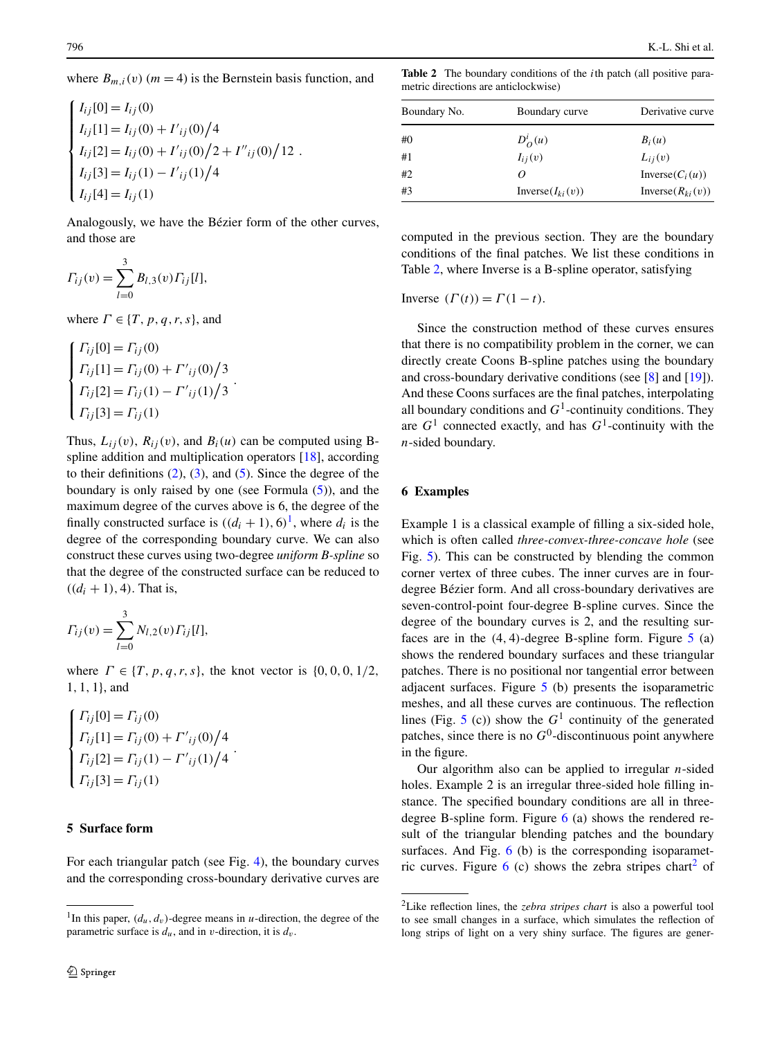where $B_{m,i}(v)$ ($m = 4$) is the Bernstein basis function, and

$$\begin{cases} I_{ij}[0] = I_{ij}(0) \\ I_{ij}[1] = I_{ij}(0) + I'_{ij}(0)/4 \\ I_{ij}[2] = I_{ij}(0) + I'_{ij}(0)/2 + I''_{ij}(0)/12 \\ I_{ij}[3] = I_{ij}(1) - I'_{ij}(1)/4 \\ I_{ij}[4] = I_{ij}(1) \end{cases}.$$

Analogously, we have the Bézier form of the other curves, and those are

$$\Gamma_{ij}(v) = \sum_{l=0}^{3} B_{l,3}(v)\Gamma_{ij}[l],$$

where $\Gamma \in \{T, p, q, r, s\}$, and

$$\begin{cases} \Gamma_{ij}[0] = \Gamma_{ij}(0) \\ \Gamma_{ij}[1] = \Gamma_{ij}(0) + \Gamma'_{ij}(0)/3 \\ \Gamma_{ij}[2] = \Gamma_{ij}(1) - \Gamma'_{ij}(1)/3 \\ \Gamma_{ij}[3] = \Gamma_{ij}(1) \end{cases}.$$

Thus, $L_{ij}(v)$, $R_{ij}(v)$, and $B_i(u)$ can be computed using B-spline addition and multiplication operators [18], according to their definitions (2), (3), and (5). Since the degree of the boundary is only raised by one (see Formula (5)), and the maximum degree of the curves above is 6, the degree of the finally constructed surface is $((d_i + 1), 6)$[1], where $d_i$ is the degree of the corresponding boundary curve. We can also construct these curves using two-degree *uniform B-spline* so that the degree of the constructed surface can be reduced to $((d_i + 1), 4)$. That is,

$$\Gamma_{ij}(v) = \sum_{l=0}^{3} N_{l,2}(v)\Gamma_{ij}[l],$$

where $\Gamma \in \{T, p, q, r, s\}$, the knot vector is $\{0, 0, 0, 1/2, 1, 1, 1\}$, and

$$\begin{cases} \Gamma_{ij}[0] = \Gamma_{ij}(0) \\ \Gamma_{ij}[1] = \Gamma_{ij}(0) + \Gamma'_{ij}(0)/4 \\ \Gamma_{ij}[2] = \Gamma_{ij}(1) - \Gamma'_{ij}(1)/4 \\ \Gamma_{ij}[3] = \Gamma_{ij}(1) \end{cases}.$$

## 5 Surface form

For each triangular patch (see Fig. 4), the boundary curves and the corresponding cross-boundary derivative curves are computed in the previous section. They are the boundary conditions of the final patches. We list these conditions in Table 2, where Inverse is a B-spline operator, satisfying

**Table 2** The boundary conditions of the $i$th patch (all positive parametric directions are anticlockwise)

| Boundary No. | Boundary curve | Derivative curve |
|---|---|---|
| #0 | $D_O^i(u)$ | $B_i(u)$ |
| #1 | $I_{ij}(v)$ | $L_{ij}(v)$ |
| #2 | $O$ | $\text{Inverse}(C_i(u))$ |
| #3 | $\text{Inverse}(I_{ki}(v))$ | $\text{Inverse}(R_{ki}(v))$ |

$$\text{Inverse}\ (\Gamma(t)) = \Gamma(1-t).$$

Since the construction method of these curves ensures that there is no compatibility problem in the corner, we can directly create Coons B-spline patches using the boundary and cross-boundary derivative conditions (see [8] and [19]). And these Coons surfaces are the final patches, interpolating all boundary conditions and $G^1$-continuity conditions. They are $G^1$ connected exactly, and has $G^1$-continuity with the $n$-sided boundary.

## 6 Examples

Example 1 is a classical example of filling a six-sided hole, which is often called *three-convex-three-concave hole* (see Fig. 5). This can be constructed by blending the common corner vertex of three cubes. The inner curves are in four-degree Bézier form. And all cross-boundary derivatives are seven-control-point four-degree B-spline curves. Since the degree of the boundary curves is 2, and the resulting surfaces are in the (4, 4)-degree B-spline form. Figure 5 (a) shows the rendered boundary surfaces and these triangular patches. There is no positional nor tangential error between adjacent surfaces. Figure 5 (b) presents the isoparametric meshes, and all these curves are continuous. The reflection lines (Fig. 5 (c)) show the $G^1$ continuity of the generated patches, since there is no $G^0$-discontinuous point anywhere in the figure.

Our algorithm also can be applied to irregular $n$-sided holes. Example 2 is an irregular three-sided hole filling instance. The specified boundary conditions are all in three-degree B-spline form. Figure 6 (a) shows the rendered result of the triangular blending patches and the boundary surfaces. And Fig. 6 (b) is the corresponding isoparametric curves. Figure 6 (c) shows the zebra stripes chart[2] of

[1] In this paper, $(d_u, d_v)$-degree means in $u$-direction, the degree of the parametric surface is $d_u$, and in $v$-direction, it is $d_v$.

[2] Like reflection lines, the *zebra stripes chart* is also a powerful tool to see small changes in a surface, which simulates the reflection of long strips of light on a very shiny surface. The figures are gener-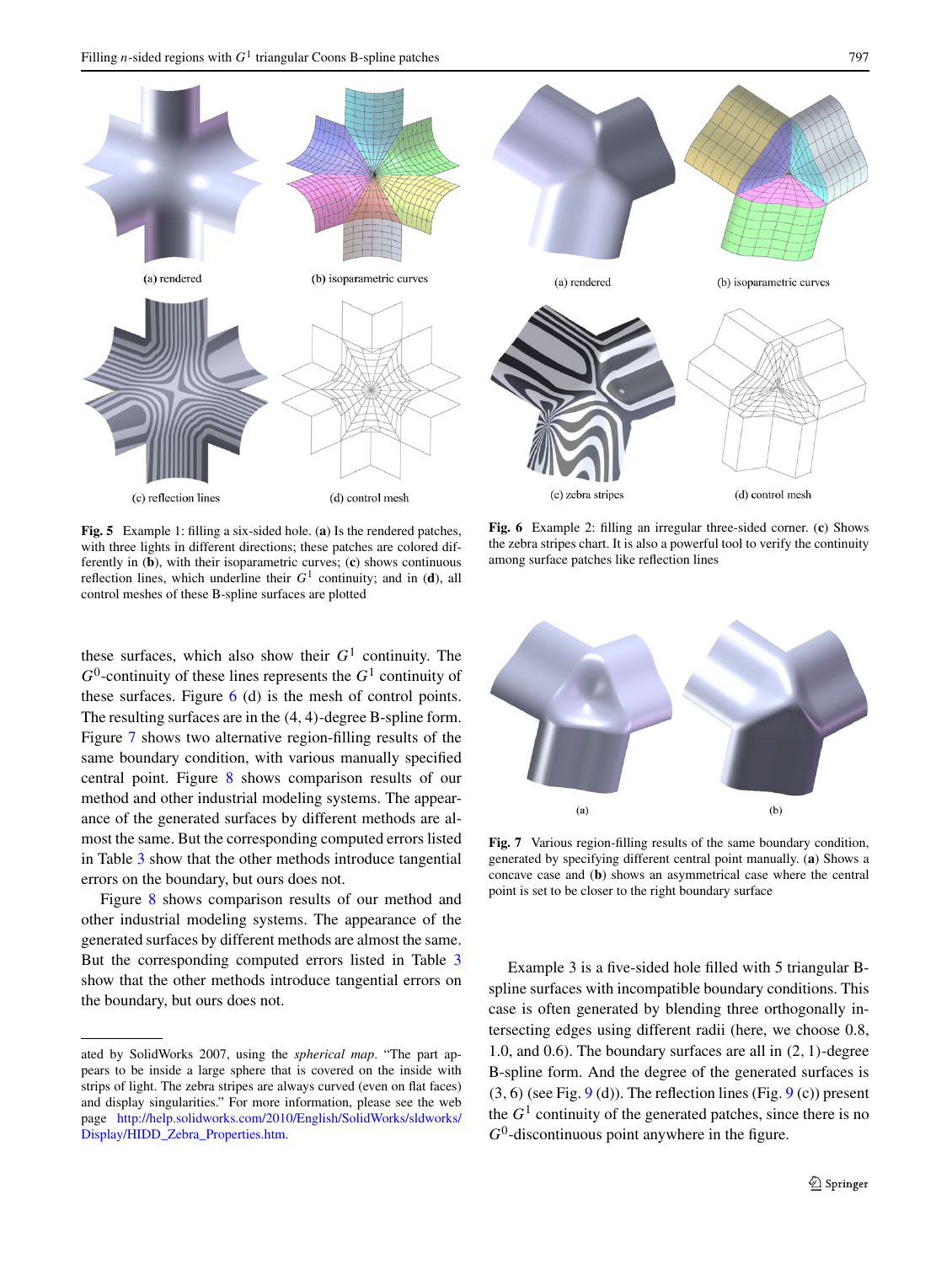(a) rendered

(b) isoparametric curves

(c) reflection lines

(d) control mesh

**Fig. 5** Example 1: filling a six-sided hole. (**a**) Is the rendered patches, with three lights in different directions; these patches are colored differently in (**b**), with their isoparametric curves; (**c**) shows continuous reflection lines, which underline their $G^1$ continuity; and in (**d**), all control meshes of these B-spline surfaces are plotted

(a) rendered

(b) isoparametric curves

(c) zebra stripes

(d) control mesh

**Fig. 6** Example 2: filling an irregular three-sided corner. (**c**) Shows the zebra stripes chart. It is also a powerful tool to verify the continuity among surface patches like reflection lines

these surfaces, which also show their $G^1$ continuity. The $G^0$-continuity of these lines represents the $G^1$ continuity of these surfaces. Figure 6 (d) is the mesh of control points. The resulting surfaces are in the $(4, 4)$-degree B-spline form. Figure 7 shows two alternative region-filling results of the same boundary condition, with various manually specified central point. Figure 8 shows comparison results of our method and other industrial modeling systems. The appearance of the generated surfaces by different methods are almost the same. But the corresponding computed errors listed in Table 3 show that the other methods introduce tangential errors on the boundary, but ours does not.

Figure 8 shows comparison results of our method and other industrial modeling systems. The appearance of the generated surfaces by different methods are almost the same. But the corresponding computed errors listed in Table 3 show that the other methods introduce tangential errors on the boundary, but ours does not.

(a)

(b)

**Fig. 7** Various region-filling results of the same boundary condition, generated by specifying different central point manually. (**a**) Shows a concave case and (**b**) shows an asymmetrical case where the central point is set to be closer to the right boundary surface

Example 3 is a five-sided hole filled with 5 triangular B-spline surfaces with incompatible boundary conditions. This case is often generated by blending three orthogonally intersecting edges using different radii (here, we choose 0.8, 1.0, and 0.6). The boundary surfaces are all in $(2, 1)$-degree B-spline form. And the degree of the generated surfaces is $(3, 6)$ (see Fig. 9 (d)). The reflection lines (Fig. 9 (c)) present the $G^1$ continuity of the generated patches, since there is no $G^0$-discontinuous point anywhere in the figure.

---

ated by SolidWorks 2007, using the *spherical map*. "The part appears to be inside a large sphere that is covered on the inside with strips of light. The zebra stripes are always curved (even on flat faces) and display singularities." For more information, please see the web page http://help.solidworks.com/2010/English/SolidWorks/sldworks/Display/HIDD_Zebra_Properties.htm.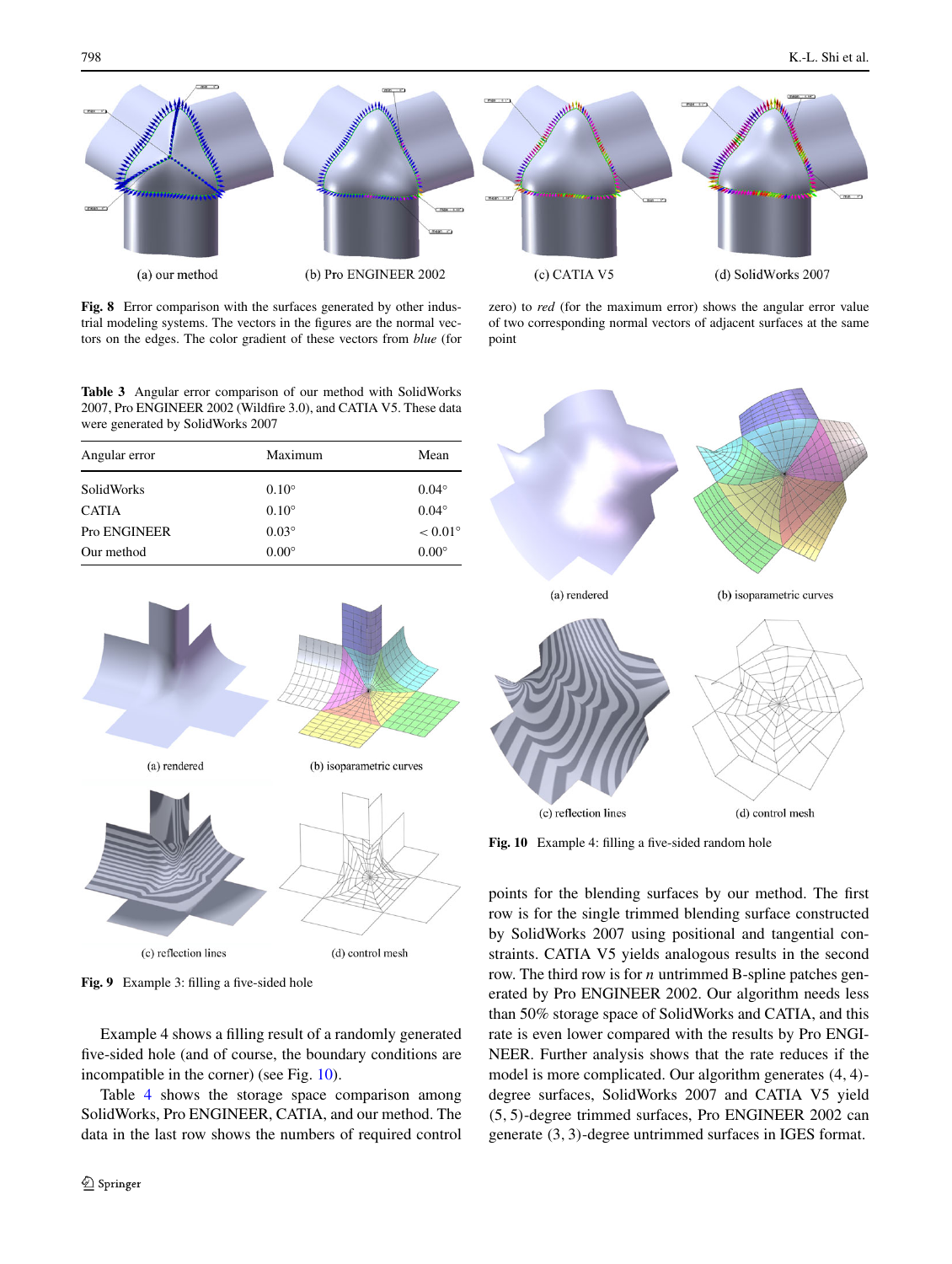(a) our method (b) Pro ENGINEER 2002 (c) CATIA V5 (d) SolidWorks 2007

**Fig. 8** Error comparison with the surfaces generated by other industrial modeling systems. The vectors in the figures are the normal vectors on the edges. The color gradient of these vectors from *blue* (for zero) to *red* (for the maximum error) shows the angular error value of two corresponding normal vectors of adjacent surfaces at the same point

**Table 3** Angular error comparison of our method with SolidWorks 2007, Pro ENGINEER 2002 (Wildfire 3.0), and CATIA V5. These data were generated by SolidWorks 2007

| Angular error | Maximum | Mean |
|---|---|---|
| SolidWorks | 0.10° | 0.04° |
| CATIA | 0.10° | 0.04° |
| Pro ENGINEER | 0.03° | < 0.01° |
| Our method | 0.00° | 0.00° |

(a) rendered (b) isoparametric curves (c) reflection lines (d) control mesh

**Fig. 9** Example 3: filling a five-sided hole

(a) rendered (b) isoparametric curves (c) reflection lines (d) control mesh

**Fig. 10** Example 4: filling a five-sided random hole

Example 4 shows a filling result of a randomly generated five-sided hole (and of course, the boundary conditions are incompatible in the corner) (see Fig. 10).

Table 4 shows the storage space comparison among SolidWorks, Pro ENGINEER, CATIA, and our method. The data in the last row shows the numbers of required control points for the blending surfaces by our method. The first row is for the single trimmed blending surface constructed by SolidWorks 2007 using positional and tangential constraints. CATIA V5 yields analogous results in the second row. The third row is for $n$ untrimmed B-spline patches generated by Pro ENGINEER 2002. Our algorithm needs less than 50% storage space of SolidWorks and CATIA, and this rate is even lower compared with the results by Pro ENGINEER. Further analysis shows that the rate reduces if the model is more complicated. Our algorithm generates $(4, 4)$-degree surfaces, SolidWorks 2007 and CATIA V5 yield $(5, 5)$-degree trimmed surfaces, Pro ENGINEER 2002 can generate $(3, 3)$-degree untrimmed surfaces in IGES format.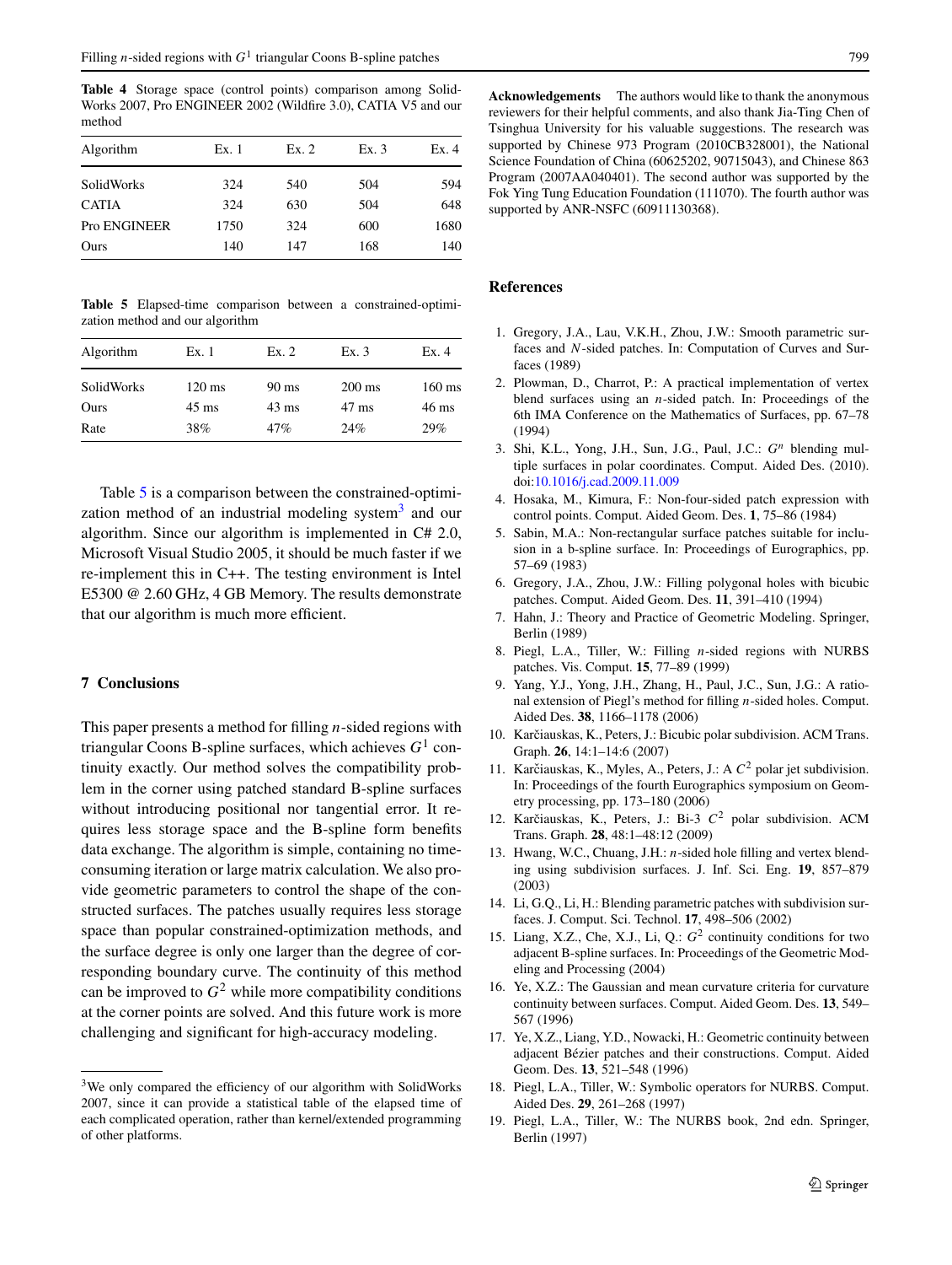**Table 4** Storage space (control points) comparison among SolidWorks 2007, Pro ENGINEER 2002 (Wildfire 3.0), CATIA V5 and our method

| Algorithm | Ex. 1 | Ex. 2 | Ex. 3 | Ex. 4 |
|---|---|---|---|---|
| SolidWorks | 324 | 540 | 504 | 594 |
| CATIA | 324 | 630 | 504 | 648 |
| Pro ENGINEER | 1750 | 324 | 600 | 1680 |
| Ours | 140 | 147 | 168 | 140 |

**Table 5** Elapsed-time comparison between a constrained-optimization method and our algorithm

| Algorithm | Ex. 1 | Ex. 2 | Ex. 3 | Ex. 4 |
|---|---|---|---|---|
| SolidWorks | 120 ms | 90 ms | 200 ms | 160 ms |
| Ours | 45 ms | 43 ms | 47 ms | 46 ms |
| Rate | 38% | 47% | 24% | 29% |

Table 5 is a comparison between the constrained-optimization method of an industrial modeling system[3] and our algorithm. Since our algorithm is implemented in C# 2.0, Microsoft Visual Studio 2005, it should be much faster if we re-implement this in C++. The testing environment is Intel E5300 @ 2.60 GHz, 4 GB Memory. The results demonstrate that our algorithm is much more efficient.

## 7 Conclusions

This paper presents a method for filling $n$-sided regions with triangular Coons B-spline surfaces, which achieves $G^1$ continuity exactly. Our method solves the compatibility problem in the corner using patched standard B-spline surfaces without introducing positional nor tangential error. It requires less storage space and the B-spline form benefits data exchange. The algorithm is simple, containing no time-consuming iteration or large matrix calculation. We also provide geometric parameters to control the shape of the constructed surfaces. The patches usually requires less storage space than popular constrained-optimization methods, and the surface degree is only one larger than the degree of corresponding boundary curve. The continuity of this method can be improved to $G^2$ while more compatibility conditions at the corner points are solved. And this future work is more challenging and significant for high-accuracy modeling.

[3] We only compared the efficiency of our algorithm with SolidWorks 2007, since it can provide a statistical table of the elapsed time of each complicated operation, rather than kernel/extended programming of other platforms.

**Acknowledgements** The authors would like to thank the anonymous reviewers for their helpful comments, and also thank Jia-Ting Chen of Tsinghua University for his valuable suggestions. The research was supported by Chinese 973 Program (2010CB328001), the National Science Foundation of China (60625202, 90715043), and Chinese 863 Program (2007AA040401). The second author was supported by the Fok Ying Tung Education Foundation (111070). The fourth author was supported by ANR-NSFC (60911130368).

## References

1. Gregory, J.A., Lau, V.K.H., Zhou, J.W.: Smooth parametric surfaces and $N$-sided patches. In: Computation of Curves and Surfaces (1989)
2. Plowman, D., Charrot, P.: A practical implementation of vertex blend surfaces using an $n$-sided patch. In: Proceedings of the 6th IMA Conference on the Mathematics of Surfaces, pp. 67–78 (1994)
3. Shi, K.L., Yong, J.H., Sun, J.G., Paul, J.C.: $G^n$ blending multiple surfaces in polar coordinates. Comput. Aided Des. (2010). doi:10.1016/j.cad.2009.11.009
4. Hosaka, M., Kimura, F.: Non-four-sided patch expression with control points. Comput. Aided Geom. Des. **1**, 75–86 (1984)
5. Sabin, M.A.: Non-rectangular surface patches suitable for inclusion in a b-spline surface. In: Proceedings of Eurographics, pp. 57–69 (1983)
6. Gregory, J.A., Zhou, J.W.: Filling polygonal holes with bicubic patches. Comput. Aided Geom. Des. **11**, 391–410 (1994)
7. Hahn, J.: Theory and Practice of Geometric Modeling. Springer, Berlin (1989)
8. Piegl, L.A., Tiller, W.: Filling $n$-sided regions with NURBS patches. Vis. Comput. **15**, 77–89 (1999)
9. Yang, Y.J., Yong, J.H., Zhang, H., Paul, J.C., Sun, J.G.: A rational extension of Piegl's method for filling $n$-sided holes. Comput. Aided Des. **38**, 1166–1178 (2006)
10. Karčiauskas, K., Peters, J.: Bicubic polar subdivision. ACM Trans. Graph. **26**, 14:1–14:6 (2007)
11. Karčiauskas, K., Myles, A., Peters, J.: A $C^2$ polar jet subdivision. In: Proceedings of the fourth Eurographics symposium on Geometry processing, pp. 173–180 (2006)
12. Karčiauskas, K., Peters, J.: Bi-3 $C^2$ polar subdivision. ACM Trans. Graph. **28**, 48:1–48:12 (2009)
13. Hwang, W.C., Chuang, J.H.: $n$-sided hole filling and vertex blending using subdivision surfaces. J. Inf. Sci. Eng. **19**, 857–879 (2003)
14. Li, G.Q., Li, H.: Blending parametric patches with subdivision surfaces. J. Comput. Sci. Technol. **17**, 498–506 (2002)
15. Liang, X.Z., Che, X.J., Li, Q.: $G^2$ continuity conditions for two adjacent B-spline surfaces. In: Proceedings of the Geometric Modeling and Processing (2004)
16. Ye, X.Z.: The Gaussian and mean curvature criteria for curvature continuity between surfaces. Comput. Aided Geom. Des. **13**, 549–567 (1996)
17. Ye, X.Z., Liang, Y.D., Nowacki, H.: Geometric continuity between adjacent Bézier patches and their constructions. Comput. Aided Geom. Des. **13**, 521–548 (1996)
18. Piegl, L.A., Tiller, W.: Symbolic operators for NURBS. Comput. Aided Des. **29**, 261–268 (1997)
19. Piegl, L.A., Tiller, W.: The NURBS book, 2nd edn. Springer, Berlin (1997)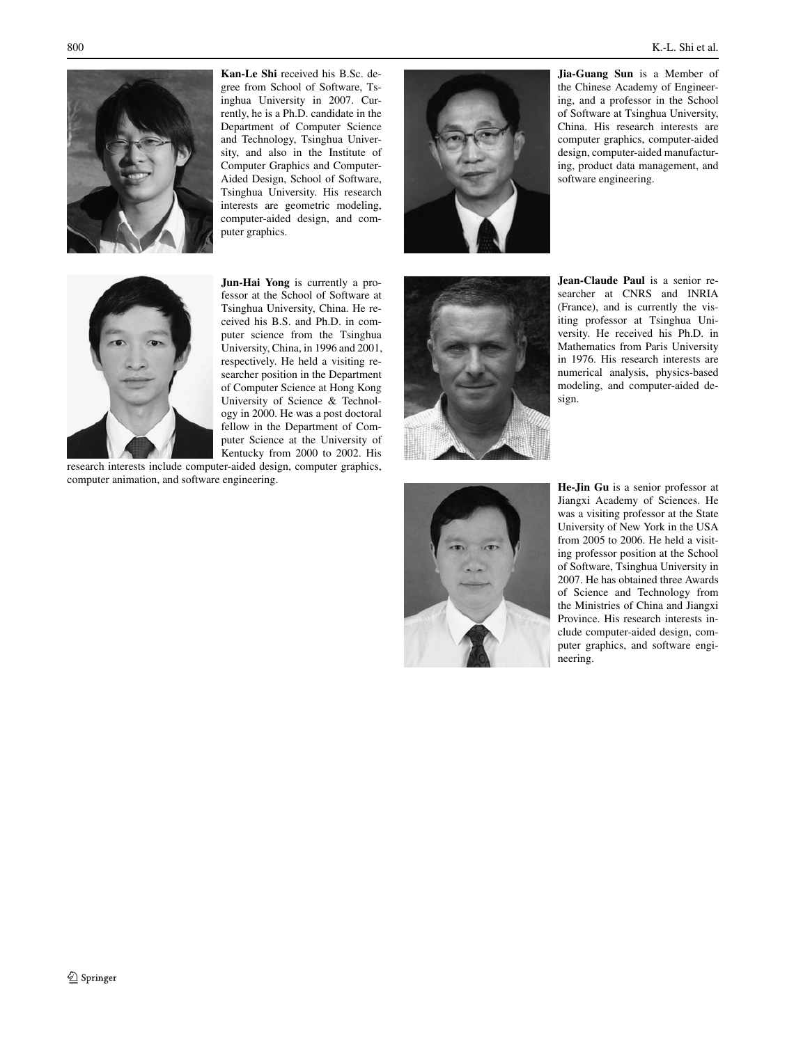**Kan-Le Shi** received his B.Sc. degree from School of Software, Tsinghua University in 2007. Currently, he is a Ph.D. candidate in the Department of Computer Science and Technology, Tsinghua University, and also in the Institute of Computer Graphics and Computer-Aided Design, School of Software, Tsinghua University. His research interests are geometric modeling, computer-aided design, and computer graphics.

**Jun-Hai Yong** is currently a professor at the School of Software at Tsinghua University, China. He received his B.S. and Ph.D. in computer science from the Tsinghua University, China, in 1996 and 2001, respectively. He held a visiting researcher position in the Department of Computer Science at Hong Kong University of Science & Technology in 2000. He was a post doctoral fellow in the Department of Computer Science at the University of Kentucky from 2000 to 2002. His research interests include computer-aided design, computer graphics, computer animation, and software engineering.

**Jia-Guang Sun** is a Member of the Chinese Academy of Engineering, and a professor in the School of Software at Tsinghua University, China. His research interests are computer graphics, computer-aided design, computer-aided manufacturing, product data management, and software engineering.

**Jean-Claude Paul** is a senior researcher at CNRS and INRIA (France), and is currently the visiting professor at Tsinghua University. He received his Ph.D. in Mathematics from Paris University in 1976. His research interests are numerical analysis, physics-based modeling, and computer-aided design.

**He-Jin Gu** is a senior professor at Jiangxi Academy of Sciences. He was a visiting professor at the State University of New York in the USA from 2005 to 2006. He held a visiting professor position at the School of Software, Tsinghua University in 2007. He has obtained three Awards of Science and Technology from the Ministries of China and Jiangxi Province. His research interests include computer-aided design, computer graphics, and software engineering.